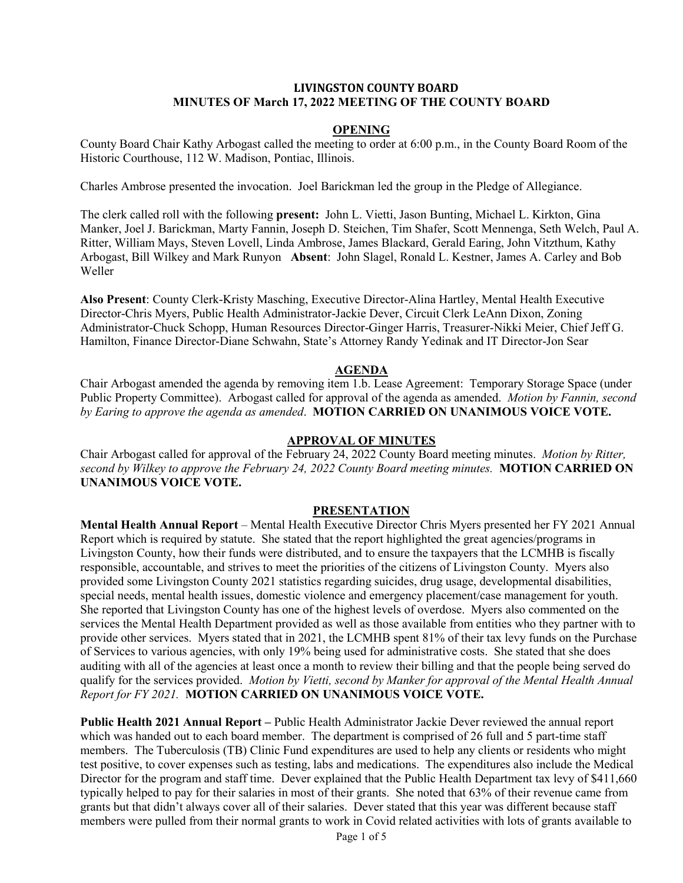# LIVINGSTON COUNTY BOARD
## MINUTES OF March 17, 2022 MEETING OF THE COUNTY BOARD

### OPENING

County Board Chair Kathy Arbogast called the meeting to order at 6:00 p.m., in the County Board Room of the Historic Courthouse, 112 W. Madison, Pontiac, Illinois.

Charles Ambrose presented the invocation. Joel Barickman led the group in the Pledge of Allegiance.

The clerk called roll with the following **present:** John L. Vietti, Jason Bunting, Michael L. Kirkton, Gina Manker, Joel J. Barickman, Marty Fannin, Joseph D. Steichen, Tim Shafer, Scott Mennenga, Seth Welch, Paul A. Ritter, William Mays, Steven Lovell, Linda Ambrose, James Blackard, Gerald Earing, John Vitzthum, Kathy Arbogast, Bill Wilkey and Mark Runyon **Absent**: John Slagel, Ronald L. Kestner, James A. Carley and Bob Weller

**Also Present**: County Clerk-Kristy Masching, Executive Director-Alina Hartley, Mental Health Executive Director-Chris Myers, Public Health Administrator-Jackie Dever, Circuit Clerk LeAnn Dixon, Zoning Administrator-Chuck Schopp, Human Resources Director-Ginger Harris, Treasurer-Nikki Meier, Chief Jeff G. Hamilton, Finance Director-Diane Schwahn, State's Attorney Randy Yedinak and IT Director-Jon Sear

### AGENDA

Chair Arbogast amended the agenda by removing item 1.b. Lease Agreement: Temporary Storage Space (under Public Property Committee). Arbogast called for approval of the agenda as amended. *Motion by Fannin, second by Earing to approve the agenda as amended*. **MOTION CARRIED ON UNANIMOUS VOICE VOTE.**

### APPROVAL OF MINUTES

Chair Arbogast called for approval of the February 24, 2022 County Board meeting minutes. *Motion by Ritter, second by Wilkey to approve the February 24, 2022 County Board meeting minutes.* **MOTION CARRIED ON UNANIMOUS VOICE VOTE.**

### PRESENTATION

**Mental Health Annual Report** – Mental Health Executive Director Chris Myers presented her FY 2021 Annual Report which is required by statute. She stated that the report highlighted the great agencies/programs in Livingston County, how their funds were distributed, and to ensure the taxpayers that the LCMHB is fiscally responsible, accountable, and strives to meet the priorities of the citizens of Livingston County. Myers also provided some Livingston County 2021 statistics regarding suicides, drug usage, developmental disabilities, special needs, mental health issues, domestic violence and emergency placement/case management for youth. She reported that Livingston County has one of the highest levels of overdose. Myers also commented on the services the Mental Health Department provided as well as those available from entities who they partner with to provide other services. Myers stated that in 2021, the LCMHB spent 81% of their tax levy funds on the Purchase of Services to various agencies, with only 19% being used for administrative costs. She stated that she does auditing with all of the agencies at least once a month to review their billing and that the people being served do qualify for the services provided. *Motion by Vietti, second by Manker for approval of the Mental Health Annual Report for FY 2021.* **MOTION CARRIED ON UNANIMOUS VOICE VOTE.**

**Public Health 2021 Annual Report –** Public Health Administrator Jackie Dever reviewed the annual report which was handed out to each board member. The department is comprised of 26 full and 5 part-time staff members. The Tuberculosis (TB) Clinic Fund expenditures are used to help any clients or residents who might test positive, to cover expenses such as testing, labs and medications. The expenditures also include the Medical Director for the program and staff time. Dever explained that the Public Health Department tax levy of $411,660 typically helped to pay for their salaries in most of their grants. She noted that 63% of their revenue came from grants but that didn't always cover all of their salaries. Dever stated that this year was different because staff members were pulled from their normal grants to work in Covid related activities with lots of grants available to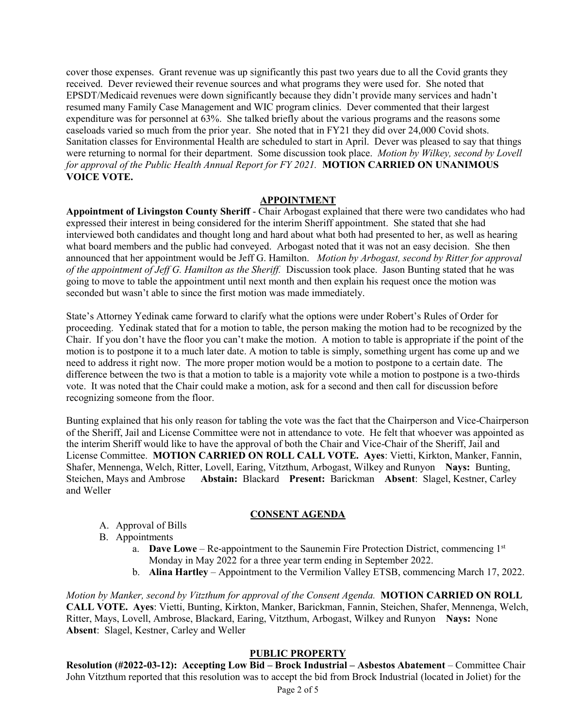cover those expenses. Grant revenue was up significantly this past two years due to all the Covid grants they received. Dever reviewed their revenue sources and what programs they were used for. She noted that EPSDT/Medicaid revenues were down significantly because they didn't provide many services and hadn't resumed many Family Case Management and WIC program clinics. Dever commented that their largest expenditure was for personnel at 63%. She talked briefly about the various programs and the reasons some caseloads varied so much from the prior year. She noted that in FY21 they did over 24,000 Covid shots. Sanitation classes for Environmental Health are scheduled to start in April. Dever was pleased to say that things were returning to normal for their department. Some discussion took place. *Motion by Wilkey, second by Lovell for approval of the Public Health Annual Report for FY 2021.* **MOTION CARRIED ON UNANIMOUS VOICE VOTE.**

## APPOINTMENT

**Appointment of Livingston County Sheriff** - Chair Arbogast explained that there were two candidates who had expressed their interest in being considered for the interim Sheriff appointment. She stated that she had interviewed both candidates and thought long and hard about what both had presented to her, as well as hearing what board members and the public had conveyed. Arbogast noted that it was not an easy decision. She then announced that her appointment would be Jeff G. Hamilton. *Motion by Arbogast, second by Ritter for approval of the appointment of Jeff G. Hamilton as the Sheriff.* Discussion took place. Jason Bunting stated that he was going to move to table the appointment until next month and then explain his request once the motion was seconded but wasn't able to since the first motion was made immediately.

State's Attorney Yedinak came forward to clarify what the options were under Robert's Rules of Order for proceeding. Yedinak stated that for a motion to table, the person making the motion had to be recognized by the Chair. If you don't have the floor you can't make the motion. A motion to table is appropriate if the point of the motion is to postpone it to a much later date. A motion to table is simply, something urgent has come up and we need to address it right now. The more proper motion would be a motion to postpone to a certain date. The difference between the two is that a motion to table is a majority vote while a motion to postpone is a two-thirds vote. It was noted that the Chair could make a motion, ask for a second and then call for discussion before recognizing someone from the floor.

Bunting explained that his only reason for tabling the vote was the fact that the Chairperson and Vice-Chairperson of the Sheriff, Jail and License Committee were not in attendance to vote. He felt that whoever was appointed as the interim Sheriff would like to have the approval of both the Chair and Vice-Chair of the Sheriff, Jail and License Committee. **MOTION CARRIED ON ROLL CALL VOTE. Ayes**: Vietti, Kirkton, Manker, Fannin, Shafer, Mennenga, Welch, Ritter, Lovell, Earing, Vitzthum, Arbogast, Wilkey and Runyon **Nays:** Bunting, Steichen, Mays and Ambrose **Abstain:** Blackard **Present:** Barickman **Absent**: Slagel, Kestner, Carley and Weller

## CONSENT AGENDA

A. Approval of Bills
B. Appointments
   a. **Dave Lowe** – Re-appointment to the Saunemin Fire Protection District, commencing 1st Monday in May 2022 for a three year term ending in September 2022.
   b. **Alina Hartley** – Appointment to the Vermilion Valley ETSB, commencing March 17, 2022.

*Motion by Manker, second by Vitzthum for approval of the Consent Agenda.* **MOTION CARRIED ON ROLL CALL VOTE. Ayes**: Vietti, Bunting, Kirkton, Manker, Barickman, Fannin, Steichen, Shafer, Mennenga, Welch, Ritter, Mays, Lovell, Ambrose, Blackard, Earing, Vitzthum, Arbogast, Wilkey and Runyon **Nays:** None **Absent**: Slagel, Kestner, Carley and Weller

## PUBLIC PROPERTY

**Resolution (#2022-03-12): Accepting Low Bid – Brock Industrial – Asbestos Abatement** – Committee Chair John Vitzthum reported that this resolution was to accept the bid from Brock Industrial (located in Joliet) for the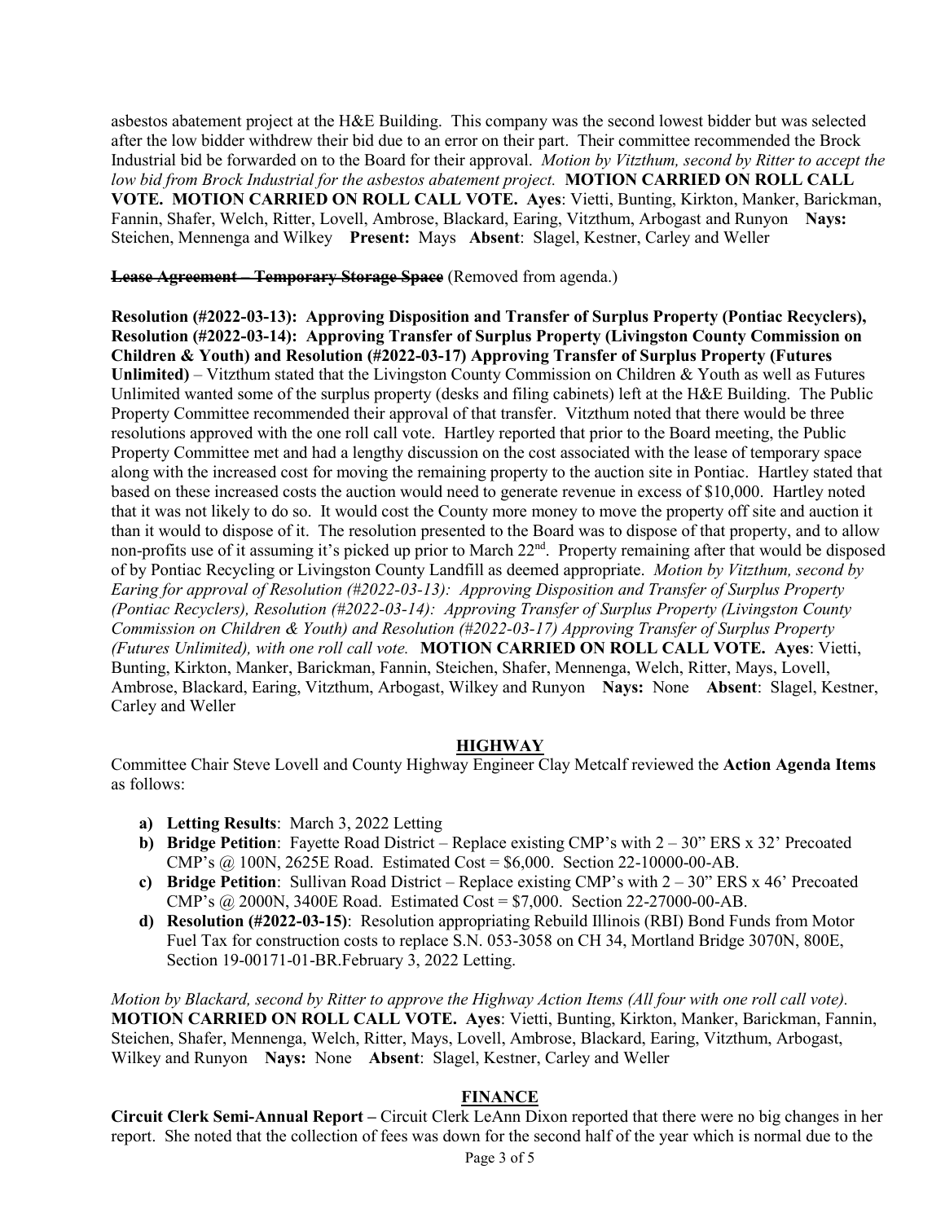asbestos abatement project at the H&E Building. This company was the second lowest bidder but was selected after the low bidder withdrew their bid due to an error on their part. Their committee recommended the Brock Industrial bid be forwarded on to the Board for their approval. *Motion by Vitzthum, second by Ritter to accept the low bid from Brock Industrial for the asbestos abatement project.* **MOTION CARRIED ON ROLL CALL VOTE. MOTION CARRIED ON ROLL CALL VOTE. Ayes**: Vietti, Bunting, Kirkton, Manker, Barickman, Fannin, Shafer, Welch, Ritter, Lovell, Ambrose, Blackard, Earing, Vitzthum, Arbogast and Runyon **Nays:** Steichen, Mennenga and Wilkey **Present:** Mays **Absent**: Slagel, Kestner, Carley and Weller

~~**Lease Agreement – Temporary Storage Space**~~ (Removed from agenda.)

**Resolution (#2022-03-13): Approving Disposition and Transfer of Surplus Property (Pontiac Recyclers), Resolution (#2022-03-14): Approving Transfer of Surplus Property (Livingston County Commission on Children & Youth) and Resolution (#2022-03-17) Approving Transfer of Surplus Property (Futures Unlimited)** – Vitzthum stated that the Livingston County Commission on Children & Youth as well as Futures Unlimited wanted some of the surplus property (desks and filing cabinets) left at the H&E Building. The Public Property Committee recommended their approval of that transfer. Vitzthum noted that there would be three resolutions approved with the one roll call vote. Hartley reported that prior to the Board meeting, the Public Property Committee met and had a lengthy discussion on the cost associated with the lease of temporary space along with the increased cost for moving the remaining property to the auction site in Pontiac. Hartley stated that based on these increased costs the auction would need to generate revenue in excess of $10,000. Hartley noted that it was not likely to do so. It would cost the County more money to move the property off site and auction it than it would to dispose of it. The resolution presented to the Board was to dispose of that property, and to allow non-profits use of it assuming it's picked up prior to March 22nd. Property remaining after that would be disposed of by Pontiac Recycling or Livingston County Landfill as deemed appropriate. *Motion by Vitzthum, second by Earing for approval of Resolution (#2022-03-13): Approving Disposition and Transfer of Surplus Property (Pontiac Recyclers), Resolution (#2022-03-14): Approving Transfer of Surplus Property (Livingston County Commission on Children & Youth) and Resolution (#2022-03-17) Approving Transfer of Surplus Property (Futures Unlimited), with one roll call vote.* **MOTION CARRIED ON ROLL CALL VOTE. Ayes**: Vietti, Bunting, Kirkton, Manker, Barickman, Fannin, Steichen, Shafer, Mennenga, Welch, Ritter, Mays, Lovell, Ambrose, Blackard, Earing, Vitzthum, Arbogast, Wilkey and Runyon **Nays:** None **Absent**: Slagel, Kestner, Carley and Weller

## HIGHWAY

Committee Chair Steve Lovell and County Highway Engineer Clay Metcalf reviewed the **Action Agenda Items** as follows:

- **a) Letting Results**: March 3, 2022 Letting
- **b) Bridge Petition**: Fayette Road District – Replace existing CMP's with 2 – 30" ERS x 32' Precoated CMP's @ 100N, 2625E Road. Estimated Cost = $6,000. Section 22-10000-00-AB.
- **c) Bridge Petition**: Sullivan Road District – Replace existing CMP's with 2 – 30" ERS x 46' Precoated CMP's @ 2000N, 3400E Road. Estimated Cost = $7,000. Section 22-27000-00-AB.
- **d) Resolution (#2022-03-15)**: Resolution appropriating Rebuild Illinois (RBI) Bond Funds from Motor Fuel Tax for construction costs to replace S.N. 053-3058 on CH 34, Mortland Bridge 3070N, 800E, Section 19-00171-01-BR.February 3, 2022 Letting.

*Motion by Blackard, second by Ritter to approve the Highway Action Items (All four with one roll call vote).* **MOTION CARRIED ON ROLL CALL VOTE. Ayes**: Vietti, Bunting, Kirkton, Manker, Barickman, Fannin, Steichen, Shafer, Mennenga, Welch, Ritter, Mays, Lovell, Ambrose, Blackard, Earing, Vitzthum, Arbogast, Wilkey and Runyon **Nays:** None **Absent**: Slagel, Kestner, Carley and Weller

## FINANCE

**Circuit Clerk Semi-Annual Report –** Circuit Clerk LeAnn Dixon reported that there were no big changes in her report. She noted that the collection of fees was down for the second half of the year which is normal due to the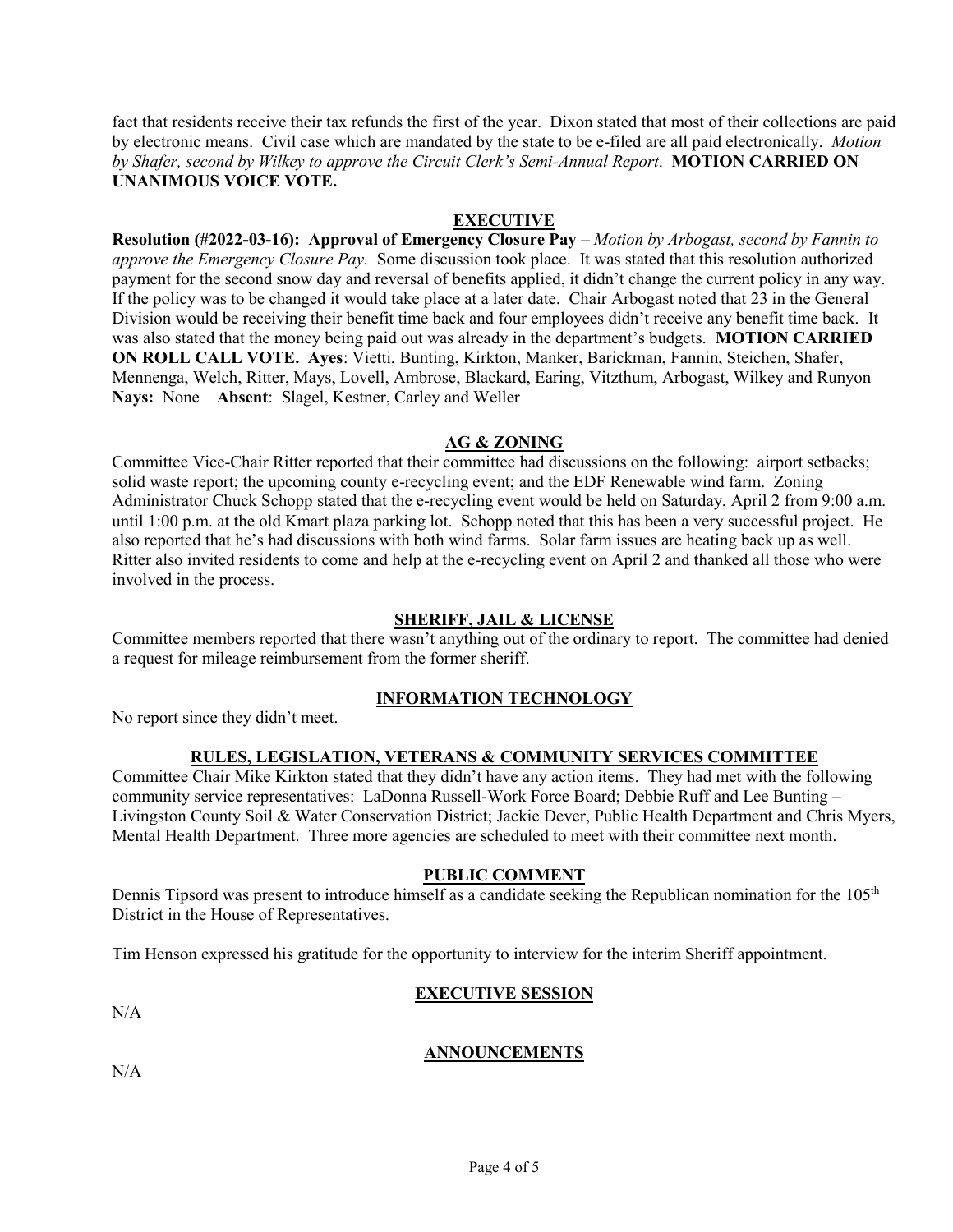fact that residents receive their tax refunds the first of the year. Dixon stated that most of their collections are paid by electronic means. Civil case which are mandated by the state to be e-filed are all paid electronically. *Motion by Shafer, second by Wilkey to approve the Circuit Clerk's Semi-Annual Report*. **MOTION CARRIED ON UNANIMOUS VOICE VOTE.**

## EXECUTIVE

**Resolution (#2022-03-16): Approval of Emergency Closure Pay** – *Motion by Arbogast, second by Fannin to approve the Emergency Closure Pay.* Some discussion took place. It was stated that this resolution authorized payment for the second snow day and reversal of benefits applied, it didn't change the current policy in any way. If the policy was to be changed it would take place at a later date. Chair Arbogast noted that 23 in the General Division would be receiving their benefit time back and four employees didn't receive any benefit time back. It was also stated that the money being paid out was already in the department's budgets. **MOTION CARRIED ON ROLL CALL VOTE. Ayes**: Vietti, Bunting, Kirkton, Manker, Barickman, Fannin, Steichen, Shafer, Mennenga, Welch, Ritter, Mays, Lovell, Ambrose, Blackard, Earing, Vitzthum, Arbogast, Wilkey and Runyon **Nays:** None **Absent**: Slagel, Kestner, Carley and Weller

## AG & ZONING

Committee Vice-Chair Ritter reported that their committee had discussions on the following: airport setbacks; solid waste report; the upcoming county e-recycling event; and the EDF Renewable wind farm. Zoning Administrator Chuck Schopp stated that the e-recycling event would be held on Saturday, April 2 from 9:00 a.m. until 1:00 p.m. at the old Kmart plaza parking lot. Schopp noted that this has been a very successful project. He also reported that he's had discussions with both wind farms. Solar farm issues are heating back up as well. Ritter also invited residents to come and help at the e-recycling event on April 2 and thanked all those who were involved in the process.

## SHERIFF, JAIL & LICENSE

Committee members reported that there wasn't anything out of the ordinary to report. The committee had denied a request for mileage reimbursement from the former sheriff.

## INFORMATION TECHNOLOGY

No report since they didn't meet.

## RULES, LEGISLATION, VETERANS & COMMUNITY SERVICES COMMITTEE

Committee Chair Mike Kirkton stated that they didn't have any action items. They had met with the following community service representatives: LaDonna Russell-Work Force Board; Debbie Ruff and Lee Bunting – Livingston County Soil & Water Conservation District; Jackie Dever, Public Health Department and Chris Myers, Mental Health Department. Three more agencies are scheduled to meet with their committee next month.

## PUBLIC COMMENT

Dennis Tipsord was present to introduce himself as a candidate seeking the Republican nomination for the 105th District in the House of Representatives.

Tim Henson expressed his gratitude for the opportunity to interview for the interim Sheriff appointment.

## EXECUTIVE SESSION

N/A

## ANNOUNCEMENTS

N/A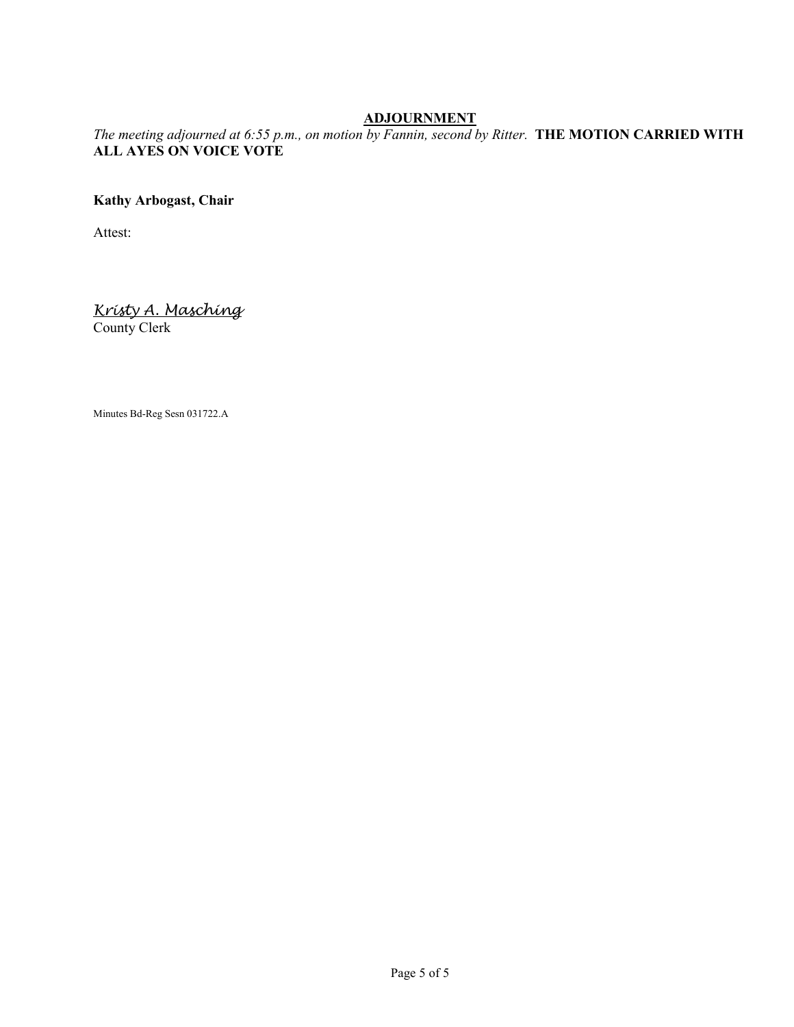## ADJOURNMENT

*The meeting adjourned at 6:55 p.m., on motion by Fannin, second by Ritter.* **THE MOTION CARRIED WITH ALL AYES ON VOICE VOTE**

**Kathy Arbogast, Chair**

Attest:

*Kristy A. Masching*
County Clerk

Minutes Bd-Reg Sesn 031722.A